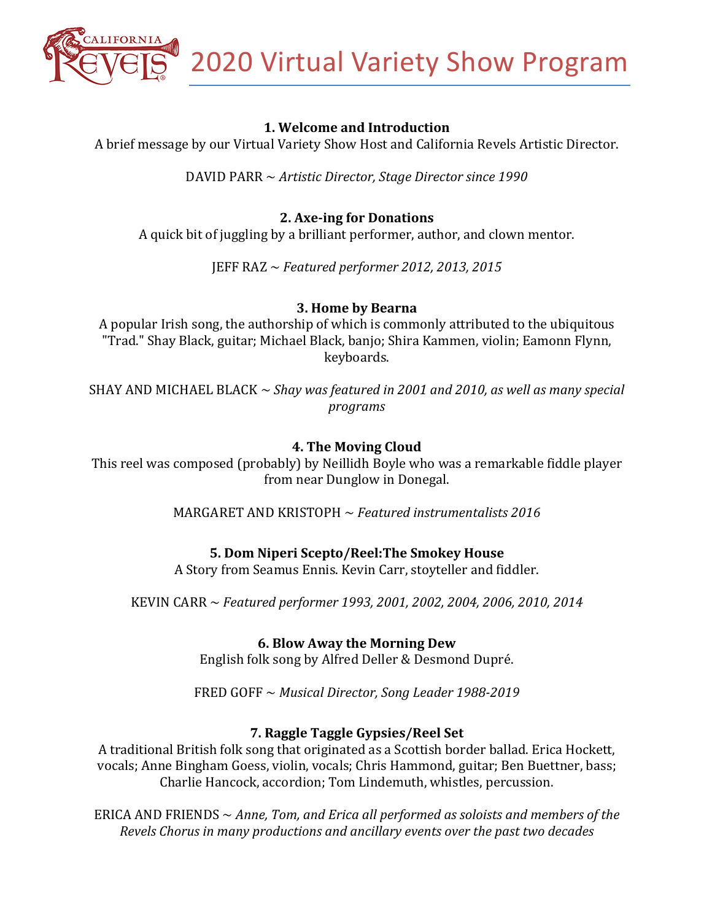# 2020 Virtual Variety Show Program

**1. Welcome and Introduction**

A brief message by our Virtual Variety Show Host and California Revels Artistic Director.

DAVID PARR ~ *Artistic Director, Stage Director since 1990*

**2. Axe-ing for Donations**

A quick bit of juggling by a brilliant performer, author, and clown mentor.

JEFF RAZ ~ *Featured performer 2012, 2013, 2015*

**3. Home by Bearna**

A popular Irish song, the authorship of which is commonly attributed to the ubiquitous "Trad." Shay Black, guitar; Michael Black, banjo; Shira Kammen, violin; Eamonn Flynn, keyboards.

SHAY AND MICHAEL BLACK ~ *Shay was featured in 2001 and 2010, as well as many special programs*

**4. The Moving Cloud**

This reel was composed (probably) by Neillidh Boyle who was a remarkable fiddle player from near Dunglow in Donegal.

MARGARET AND KRISTOPH ~ *Featured instrumentalists 2016*

**5. Dom Niperi Scepto/Reel:The Smokey House**

A Story from Seamus Ennis. Kevin Carr, stoyteller and fiddler.

KEVIN CARR ~ *Featured performer 1993, 2001, 2002, 2004, 2006, 2010, 2014*

**6. Blow Away the Morning Dew**

English folk song by Alfred Deller & Desmond Dupré.

FRED GOFF ~ *Musical Director, Song Leader 1988-2019*

**7. Raggle Taggle Gypsies/Reel Set**

A traditional British folk song that originated as a Scottish border ballad. Erica Hockett, vocals; Anne Bingham Goess, violin, vocals; Chris Hammond, guitar; Ben Buettner, bass; Charlie Hancock, accordion; Tom Lindemuth, whistles, percussion.

ERICA AND FRIENDS ~ *Anne, Tom, and Erica all performed as soloists and members of the Revels Chorus in many productions and ancillary events over the past two decades*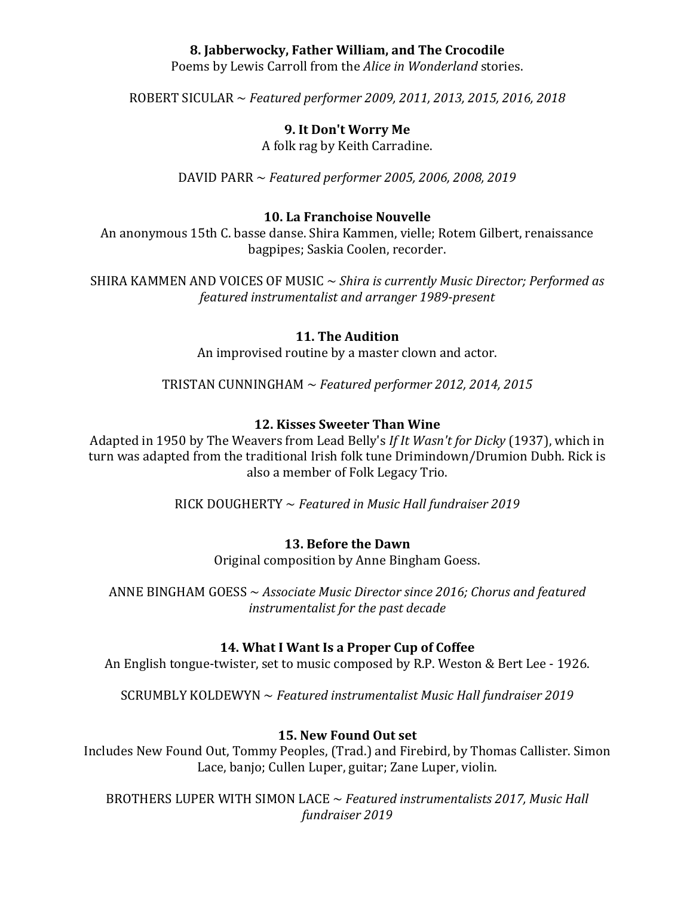**8. Jabberwocky, Father William, and The Crocodile**

Poems by Lewis Carroll from the *Alice in Wonderland* stories.

ROBERT SICULAR ~ *Featured performer 2009, 2011, 2013, 2015, 2016, 2018*

**9. It Don't Worry Me**

A folk rag by Keith Carradine.

DAVID PARR ~ *Featured performer 2005, 2006, 2008, 2019*

**10. La Franchoise Nouvelle**

An anonymous 15th C. basse danse. Shira Kammen, vielle; Rotem Gilbert, renaissance bagpipes; Saskia Coolen, recorder.

SHIRA KAMMEN AND VOICES OF MUSIC ~ *Shira is currently Music Director; Performed as featured instrumentalist and arranger 1989-present*

**11. The Audition**

An improvised routine by a master clown and actor.

TRISTAN CUNNINGHAM ~ *Featured performer 2012, 2014, 2015*

**12. Kisses Sweeter Than Wine**

Adapted in 1950 by The Weavers from Lead Belly's *If It Wasn't for Dicky* (1937), which in turn was adapted from the traditional Irish folk tune Drimindown/Drumion Dubh. Rick is also a member of Folk Legacy Trio.

RICK DOUGHERTY ~ *Featured in Music Hall fundraiser 2019*

**13. Before the Dawn**

Original composition by Anne Bingham Goess.

ANNE BINGHAM GOESS ~ *Associate Music Director since 2016; Chorus and featured instrumentalist for the past decade*

**14. What I Want Is a Proper Cup of Coffee**

An English tongue-twister, set to music composed by R.P. Weston & Bert Lee - 1926.

SCRUMBLY KOLDEWYN ~ *Featured instrumentalist Music Hall fundraiser 2019*

**15. New Found Out set**

Includes New Found Out, Tommy Peoples, (Trad.) and Firebird, by Thomas Callister. Simon Lace, banjo; Cullen Luper, guitar; Zane Luper, violin.

BROTHERS LUPER WITH SIMON LACE ~ *Featured instrumentalists 2017, Music Hall fundraiser 2019*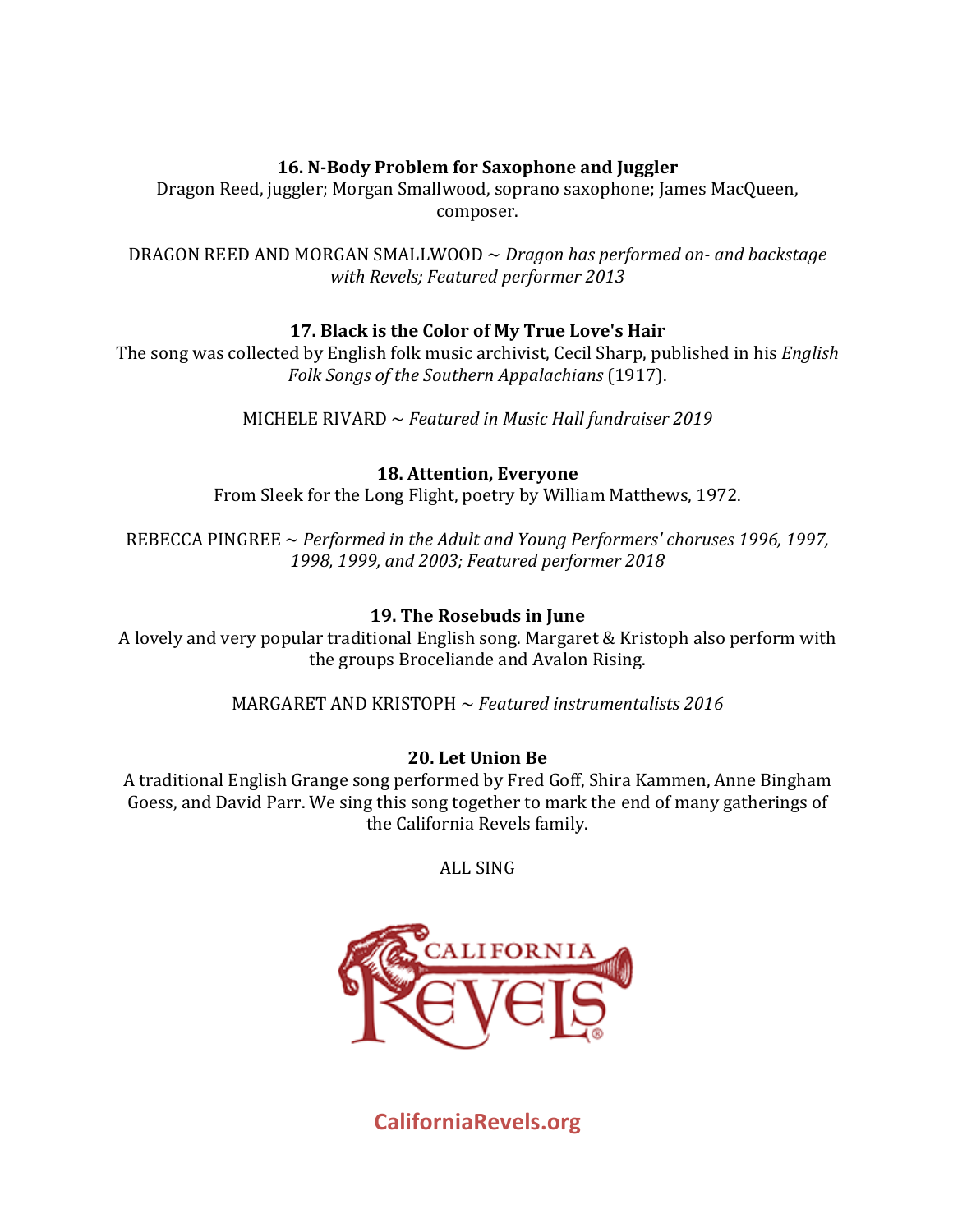**16. N-Body Problem for Saxophone and Juggler**

Dragon Reed, juggler; Morgan Smallwood, soprano saxophone; James MacQueen, composer.

DRAGON REED AND MORGAN SMALLWOOD ~ *Dragon has performed on- and backstage with Revels; Featured performer 2013*

**17. Black is the Color of My True Love's Hair**

The song was collected by English folk music archivist, Cecil Sharp, published in his *English Folk Songs of the Southern Appalachians* (1917).

MICHELE RIVARD ~ *Featured in Music Hall fundraiser 2019*

**18. Attention, Everyone**

From Sleek for the Long Flight, poetry by William Matthews, 1972.

REBECCA PINGREE ~ *Performed in the Adult and Young Performers' choruses 1996, 1997, 1998, 1999, and 2003; Featured performer 2018*

**19. The Rosebuds in June**

A lovely and very popular traditional English song. Margaret & Kristoph also perform with the groups Broceliande and Avalon Rising.

MARGARET AND KRISTOPH ~ *Featured instrumentalists 2016*

**20. Let Union Be**

A traditional English Grange song performed by Fred Goff, Shira Kammen, Anne Bingham Goess, and David Parr. We sing this song together to mark the end of many gatherings of the California Revels family.

ALL SING

CALIFORNIA REVELS®

CaliforniaRevels.org